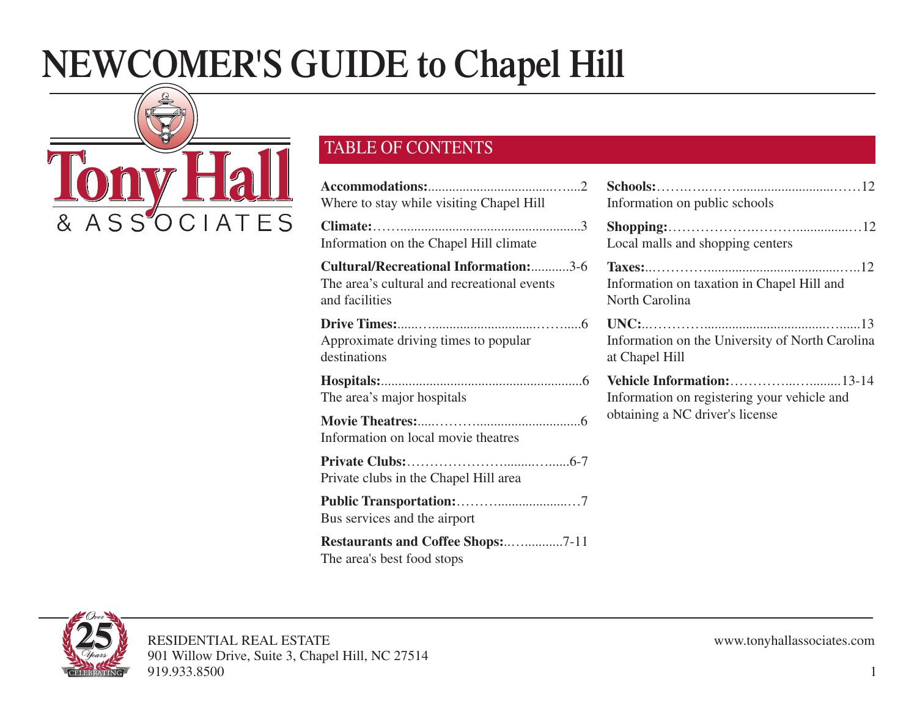# NEWCOMER'S GUIDE to Chapel Hill

Tony Hall & ASSOCIATES

## TABLE OF CONTENTS

**Accommodations:**..........................................2
Where to stay while visiting Chapel Hill

**Climate:**..........................................................3
Information on the Chapel Hill climate

**Cultural/Recreational Information:**...........3-6
The area's cultural and recreational events and facilities

**Drive Times:**..................................................6
Approximate driving times to popular destinations

**Hospitals:**........................................................6
The area's major hospitals

**Movie Theatres:**............................................6
Information on local movie theatres

**Private Clubs:**.............................................6-7
Private clubs in the Chapel Hill area

**Public Transportation:**.................................7
Bus services and the airport

**Restaurants and Coffee Shops:**..............7-11
The area's best food stops

**Schools:**........................................................12
Information on public schools

**Shopping:**......................................................12
Local malls and shopping centers

**Taxes:**...........................................................12
Information on taxation in Chapel Hill and North Carolina

**UNC:**.............................................................13
Information on the University of North Carolina at Chapel Hill

**Vehicle Information:**.................................13-14
Information on registering your vehicle and obtaining a NC driver's license

Over 25 Years CELEBRATING

RESIDENTIAL REAL ESTATE
901 Willow Drive, Suite 3, Chapel Hill, NC 27514
919.933.8500

www.tonyhallassociates.com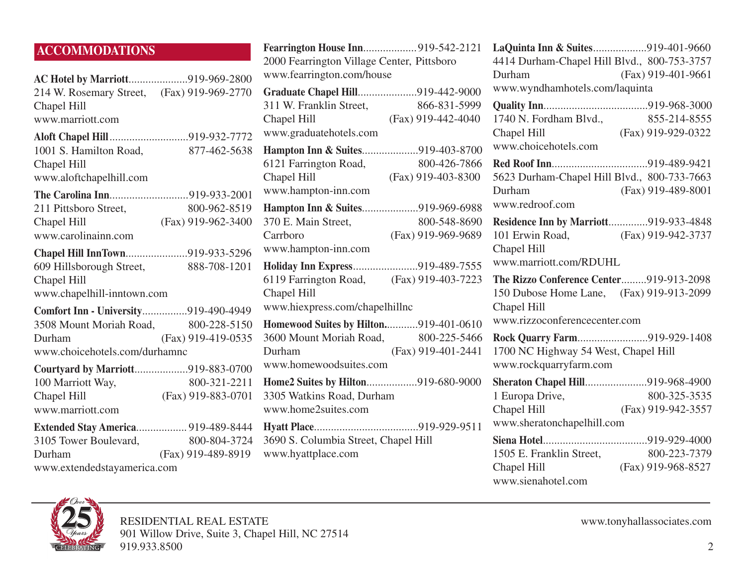## ACCOMMODATIONS

**AC Hotel by Marriott**.....................919-969-2800
214 W. Rosemary Street, (Fax) 919-969-2770
Chapel Hill
www.marriott.com

**Aloft Chapel Hill**............................919-932-7772
1001 S. Hamilton Road, 877-462-5638
Chapel Hill
www.aloftchapelhill.com

**The Carolina Inn**............................919-933-2001
211 Pittsboro Street, 800-962-8519
Chapel Hill (Fax) 919-962-3400
www.carolinainn.com

**Chapel Hill InnTown**......................919-933-5296
609 Hillsborough Street, 888-708-1201
Chapel Hill
www.chapelhill-inntown.com

**Comfort Inn - University**................919-490-4949
3508 Mount Moriah Road, 800-228-5150
Durham (Fax) 919-419-0535
www.choicehotels.com/durhamnc

**Courtyard by Marriott**...................919-883-0700
100 Marriott Way, 800-321-2211
Chapel Hill (Fax) 919-883-0701
www.marriott.com

**Extended Stay America**.................. 919-489-8444
3105 Tower Boulevard, 800-804-3724
Durham (Fax) 919-489-8919
www.extendedstayamerica.com

**Fearrington House Inn**...................919-542-2121
2000 Fearrington Village Center, Pittsboro
www.fearrington.com/house

**Graduate Chapel Hill**.....................919-442-9000
311 W. Franklin Street, 866-831-5999
Chapel Hill (Fax) 919-442-4040
www.graduatehotels.com

**Hampton Inn & Suites**....................919-403-8700
6121 Farrington Road, 800-426-7866
Chapel Hill (Fax) 919-403-8300
www.hampton-inn.com

**Hampton Inn & Suites**....................919-969-6988
370 E. Main Street, 800-548-8690
Carrboro (Fax) 919-969-9689
www.hampton-inn.com

**Holiday Inn Express**.......................919-489-7555
6119 Farrington Road, (Fax) 919-403-7223
Chapel Hill
www.hiexpress.com/chapelhillnc

**Homewood Suites by Hilton.**...........919-401-0610
3600 Mount Moriah Road, 800-225-5466
Durham (Fax) 919-401-2441
www.homewoodsuites.com

**Home2 Suites by Hilton**..................919-680-9000
3305 Watkins Road, Durham
www.home2suites.com

**Hyatt Place**.....................................919-929-9511
3690 S. Columbia Street, Chapel Hill
www.hyattplace.com

**LaQuinta Inn & Suites**...................919-401-9660
4414 Durham-Chapel Hill Blvd., 800-753-3757
Durham (Fax) 919-401-9661
www.wyndhamhotels.com/laquinta

**Quality Inn**.....................................919-968-3000
1740 N. Fordham Blvd., 855-214-8555
Chapel Hill (Fax) 919-929-0322
www.choicehotels.com

**Red Roof Inn**..................................919-489-9421
5623 Durham-Chapel Hill Blvd., 800-733-7663
Durham (Fax) 919-489-8001
www.redroof.com

**Residence Inn by Marriott**..............919-933-4848
101 Erwin Road, (Fax) 919-942-3737
Chapel Hill
www.marriott.com/RDUHL

**The Rizzo Conference Center**.........919-913-2098
150 Dubose Home Lane, (Fax) 919-913-2099
Chapel Hill
www.rizzoconferencecenter.com

**Rock Quarry Farm**.........................919-929-1408
1700 NC Highway 54 West, Chapel Hill
www.rockquarryfarm.com

**Sheraton Chapel Hill**......................919-968-4900
1 Europa Drive, 800-325-3535
Chapel Hill (Fax) 919-942-3557
www.sheratonchapelhill.com

**Siena Hotel**.....................................919-929-4000
1505 E. Franklin Street, 800-223-7379
Chapel Hill (Fax) 919-968-8527
www.sienahotel.com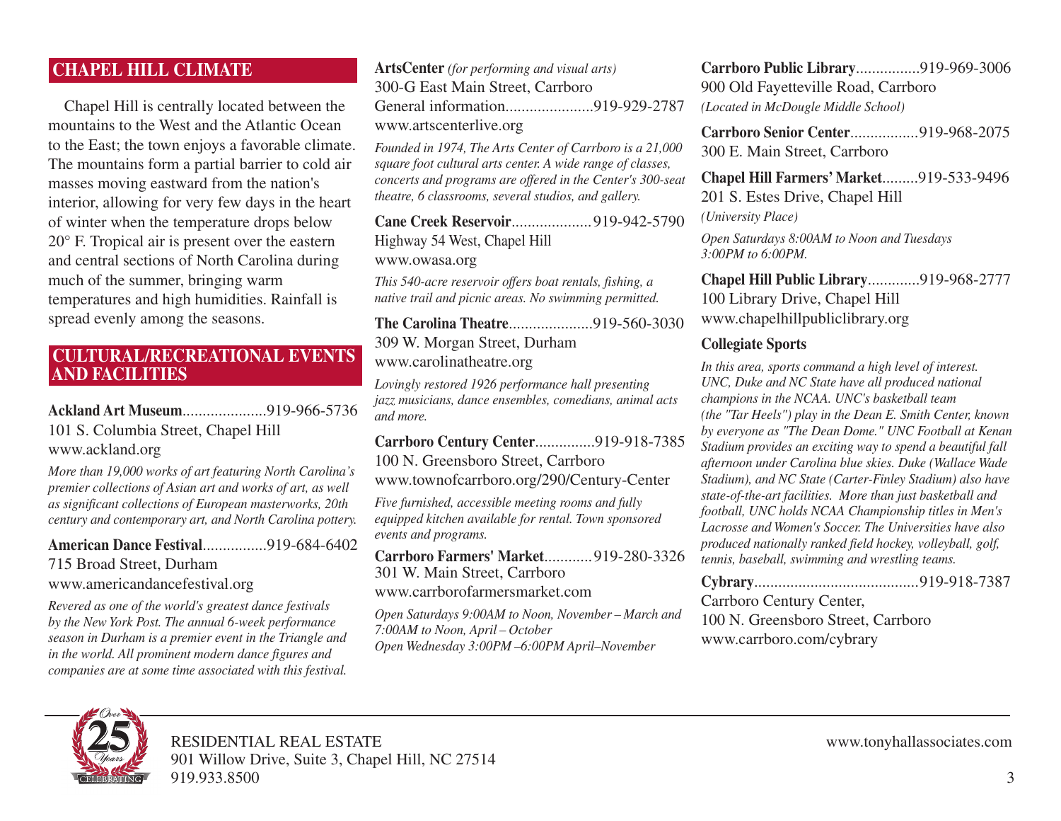## CHAPEL HILL CLIMATE

Chapel Hill is centrally located between the mountains to the West and the Atlantic Ocean to the East; the town enjoys a favorable climate. The mountains form a partial barrier to cold air masses moving eastward from the nation's interior, allowing for very few days in the heart of winter when the temperature drops below 20° F. Tropical air is present over the eastern and central sections of North Carolina during much of the summer, bringing warm temperatures and high humidities. Rainfall is spread evenly among the seasons.

## CULTURAL/RECREATIONAL EVENTS AND FACILITIES

**Ackland Art Museum**.....................919-966-5736
101 S. Columbia Street, Chapel Hill
www.ackland.org

*More than 19,000 works of art featuring North Carolina's premier collections of Asian art and works of art, as well as significant collections of European masterworks, 20th century and contemporary art, and North Carolina pottery.*

**American Dance Festival**................919-684-6402
715 Broad Street, Durham
www.americandancefestival.org

*Revered as one of the world's greatest dance festivals by the New York Post. The annual 6-week performance season in Durham is a premier event in the Triangle and in the world. All prominent modern dance figures and companies are at some time associated with this festival.*

**ArtsCenter** *(for performing and visual arts)*
300-G East Main Street, Carrboro
General information......................919-929-2787
www.artscenterlive.org

*Founded in 1974, The Arts Center of Carrboro is a 21,000 square foot cultural arts center. A wide range of classes, concerts and programs are offered in the Center's 300-seat theatre, 6 classrooms, several studios, and gallery.*

**Cane Creek Reservoir**....................919-942-5790
Highway 54 West, Chapel Hill
www.owasa.org

*This 540-acre reservoir offers boat rentals, fishing, a native trail and picnic areas. No swimming permitted.*

**The Carolina Theatre**.....................919-560-3030
309 W. Morgan Street, Durham
www.carolinatheatre.org

*Lovingly restored 1926 performance hall presenting jazz musicians, dance ensembles, comedians, animal acts and more.*

**Carrboro Century Center**...............919-918-7385
100 N. Greensboro Street, Carrboro
www.townofcarrboro.org/290/Century-Center

*Five furnished, accessible meeting rooms and fully equipped kitchen available for rental. Town sponsored events and programs.*

**Carrboro Farmers' Market**............919-280-3326
301 W. Main Street, Carrboro
www.carrborofarmersmarket.com

*Open Saturdays 9:00AM to Noon, November – March and 7:00AM to Noon, April – October*
*Open Wednesday 3:00PM –6:00PM April–November*

**Carrboro Public Library**................919-969-3006
900 Old Fayetteville Road, Carrboro
*(Located in McDougle Middle School)*

**Carrboro Senior Center**.................919-968-2075
300 E. Main Street, Carrboro

**Chapel Hill Farmers' Market**.........919-533-9496
201 S. Estes Drive, Chapel Hill
*(University Place)*

*Open Saturdays 8:00AM to Noon and Tuesdays 3:00PM to 6:00PM.*

**Chapel Hill Public Library**.............919-968-2777
100 Library Drive, Chapel Hill
www.chapelhillpubliclibrary.org

**Collegiate Sports**

*In this area, sports command a high level of interest. UNC, Duke and NC State have all produced national champions in the NCAA. UNC's basketball team (the "Tar Heels") play in the Dean E. Smith Center, known by everyone as "The Dean Dome." UNC Football at Kenan Stadium provides an exciting way to spend a beautiful fall afternoon under Carolina blue skies. Duke (Wallace Wade Stadium), and NC State (Carter-Finley Stadium) also have state-of-the-art facilities. More than just basketball and football, UNC holds NCAA Championship titles in Men's Lacrosse and Women's Soccer. The Universities have also produced nationally ranked field hockey, volleyball, golf, tennis, baseball, swimming and wrestling teams.*

**Cybrary**.........................................919-918-7387
Carrboro Century Center,
100 N. Greensboro Street, Carrboro
www.carrboro.com/cybrary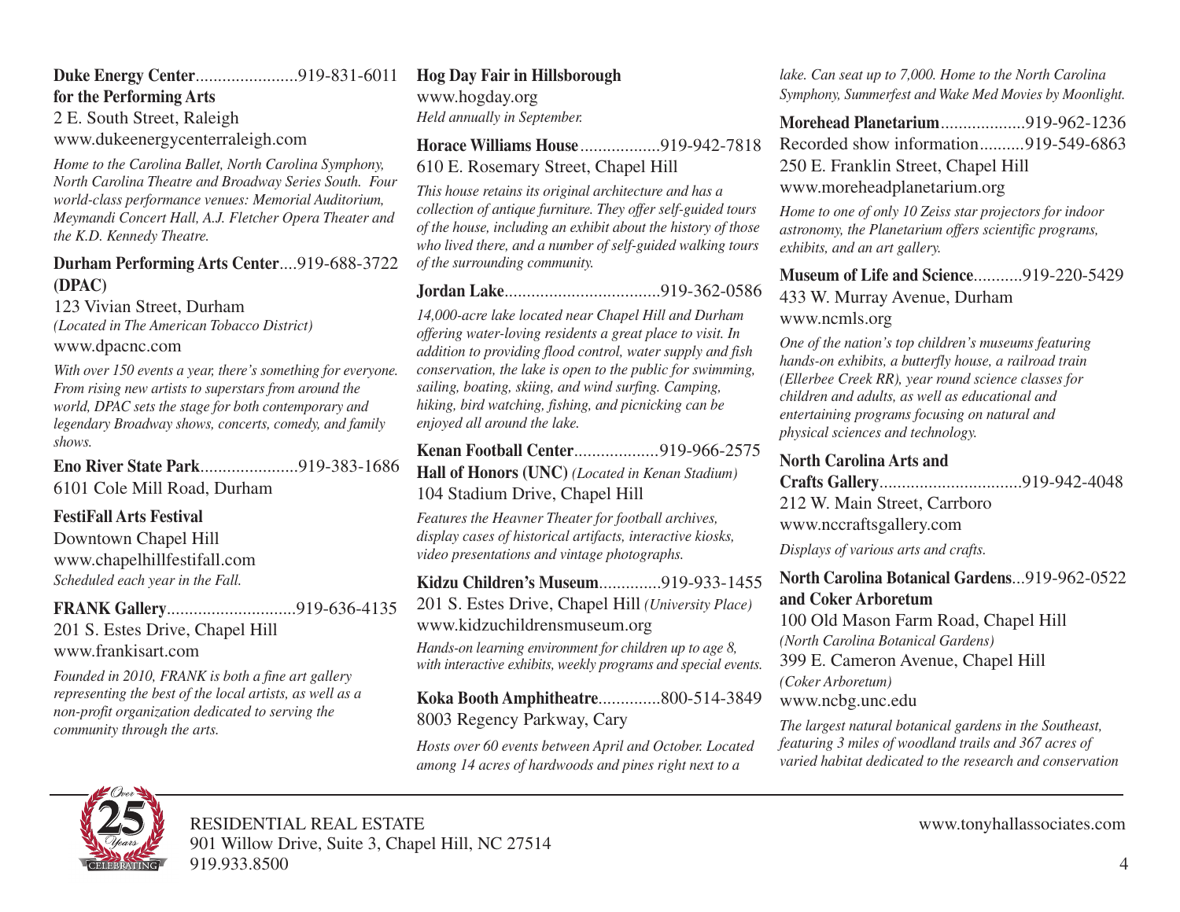**Duke Energy Center for the Performing Arts**.......................919-831-6011
2 E. South Street, Raleigh
www.dukeenergycenterraleigh.com

*Home to the Carolina Ballet, North Carolina Symphony, North Carolina Theatre and Broadway Series South. Four world-class performance venues: Memorial Auditorium, Meymandi Concert Hall, A.J. Fletcher Opera Theater and the K.D. Kennedy Theatre.*

**Durham Performing Arts Center (DPAC)**....919-688-3722
123 Vivian Street, Durham
*(Located in The American Tobacco District)*
www.dpacnc.com

*With over 150 events a year, there's something for everyone. From rising new artists to superstars from around the world, DPAC sets the stage for both contemporary and legendary Broadway shows, concerts, comedy, and family shows.*

**Eno River State Park**......................919-383-1686
6101 Cole Mill Road, Durham

**FestiFall Arts Festival**
Downtown Chapel Hill
www.chapelhillfestifall.com
*Scheduled each year in the Fall.*

**FRANK Gallery**............................919-636-4135
201 S. Estes Drive, Chapel Hill
www.frankisart.com

*Founded in 2010, FRANK is both a fine art gallery representing the best of the local artists, as well as a non-profit organization dedicated to serving the community through the arts.*

**Hog Day Fair in Hillsborough**
www.hogday.org
*Held annually in September.*

**Horace Williams House**..................919-942-7818
610 E. Rosemary Street, Chapel Hill

*This house retains its original architecture and has a collection of antique furniture. They offer self-guided tours of the house, including an exhibit about the history of those who lived there, and a number of self-guided walking tours of the surrounding community.*

**Jordan Lake**...................................919-362-0586

*14,000-acre lake located near Chapel Hill and Durham offering water-loving residents a great place to visit. In addition to providing flood control, water supply and fish conservation, the lake is open to the public for swimming, sailing, boating, skiing, and wind surfing. Camping, hiking, bird watching, fishing, and picnicking can be enjoyed all around the lake.*

**Kenan Football Center Hall of Honors (UNC)**...................919-966-2575
*(Located in Kenan Stadium)*
104 Stadium Drive, Chapel Hill

*Features the Heavner Theater for football archives, display cases of historical artifacts, interactive kiosks, video presentations and vintage photographs.*

**Kidzu Children's Museum**..............919-933-1455
201 S. Estes Drive, Chapel Hill *(University Place)*
www.kidzuchildrensmuseum.org

*Hands-on learning environment for children up to age 8, with interactive exhibits, weekly programs and special events.*

**Koka Booth Amphitheatre**..............800-514-3849
8003 Regency Parkway, Cary

*Hosts over 60 events between April and October. Located among 14 acres of hardwoods and pines right next to a lake. Can seat up to 7,000. Home to the North Carolina Symphony, Summerfest and Wake Med Movies by Moonlight.*

**Morehead Planetarium**...................919-962-1236
Recorded show information..........919-549-6863
250 E. Franklin Street, Chapel Hill
www.moreheadplanetarium.org

*Home to one of only 10 Zeiss star projectors for indoor astronomy, the Planetarium offers scientific programs, exhibits, and an art gallery.*

**Museum of Life and Science**...........919-220-5429
433 W. Murray Avenue, Durham
www.ncmls.org

*One of the nation's top children's museums featuring hands-on exhibits, a butterfly house, a railroad train (Ellerbee Creek RR), year round science classes for children and adults, as well as educational and entertaining programs focusing on natural and physical sciences and technology.*

**North Carolina Arts and Crafts Gallery**................................919-942-4048
212 W. Main Street, Carrboro
www.nccraftsgallery.com
*Displays of various arts and crafts.*

**North Carolina Botanical Gardens and Coker Arboretum**...919-962-0522
100 Old Mason Farm Road, Chapel Hill
*(North Carolina Botanical Gardens)*
399 E. Cameron Avenue, Chapel Hill
*(Coker Arboretum)*
www.ncbg.unc.edu

*The largest natural botanical gardens in the Southeast, featuring 3 miles of woodland trails and 367 acres of varied habitat dedicated to the research and conservation*

RESIDENTIAL REAL ESTATE
901 Willow Drive, Suite 3, Chapel Hill, NC 27514
919.933.8500
www.tonyhallassociates.com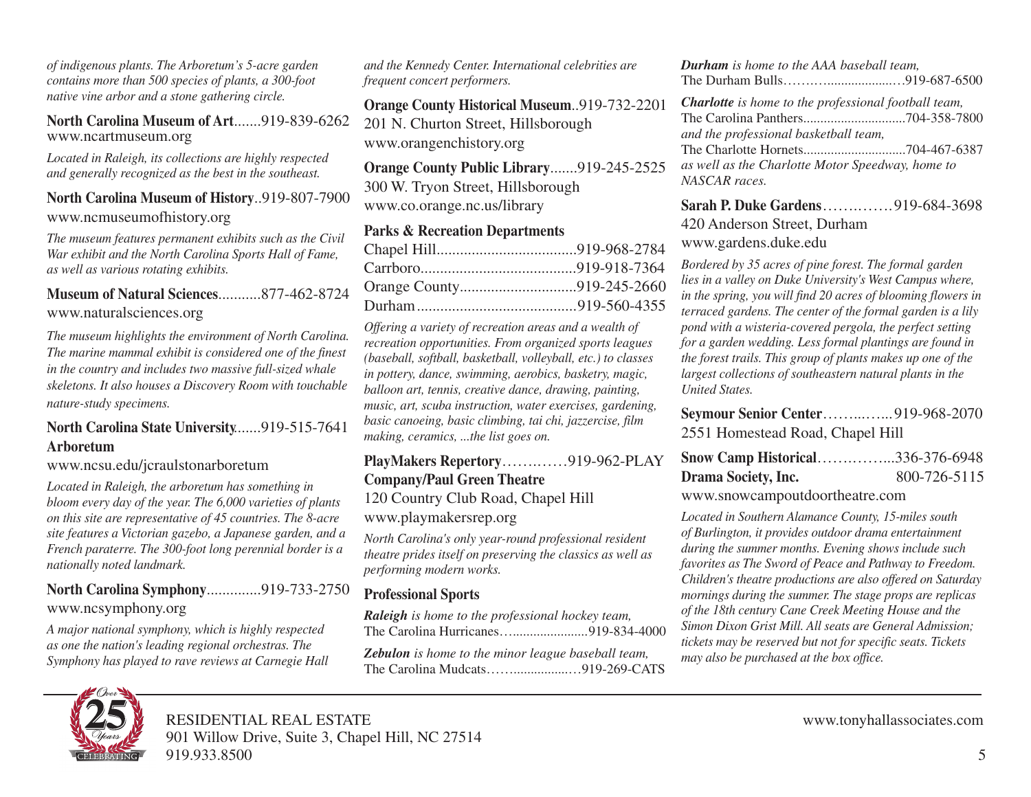*of indigenous plants. The Arboretum's 5-acre garden contains more than 500 species of plants, a 300-foot native vine arbor and a stone gathering circle.*

**North Carolina Museum of Art**.......919-839-6262
www.ncartmuseum.org

*Located in Raleigh, its collections are highly respected and generally recognized as the best in the southeast.*

**North Carolina Museum of History**..919-807-7900
www.ncmuseumofhistory.org

*The museum features permanent exhibits such as the Civil War exhibit and the North Carolina Sports Hall of Fame, as well as various rotating exhibits.*

**Museum of Natural Sciences**...........877-462-8724
www.naturalsciences.org

*The museum highlights the environment of North Carolina. The marine mammal exhibit is considered one of the finest in the country and includes two massive full-sized whale skeletons. It also houses a Discovery Room with touchable nature-study specimens.*

**North Carolina State University Arboretum**......919-515-7641
www.ncsu.edu/jcraulstonarboretum

*Located in Raleigh, the arboretum has something in bloom every day of the year. The 6,000 varieties of plants on this site are representative of 45 countries. The 8-acre site features a Victorian gazebo, a Japanese garden, and a French paraterre. The 300-foot long perennial border is a nationally noted landmark.*

**North Carolina Symphony**..............919-733-2750
www.ncsymphony.org

*A major national symphony, which is highly respected as one the nation's leading regional orchestras. The Symphony has played to rave reviews at Carnegie Hall and the Kennedy Center. International celebrities are frequent concert performers.*

**Orange County Historical Museum**..919-732-2201
201 N. Churton Street, Hillsborough
www.orangenchistory.org

**Orange County Public Library**.......919-245-2525
300 W. Tryon Street, Hillsborough
www.co.orange.nc.us/library

**Parks & Recreation Departments**

Chapel Hill....................................919-968-2784
Carrboro........................................919-918-7364
Orange County.............................919-245-2660
Durham.........................................919-560-4355

*Offering a variety of recreation areas and a wealth of recreation opportunities. From organized sports leagues (baseball, softball, basketball, volleyball, etc.) to classes in pottery, dance, swimming, aerobics, basketry, magic, balloon art, tennis, creative dance, drawing, painting, music, art, scuba instruction, water exercises, gardening, basic canoeing, basic climbing, tai chi, jazzercise, film making, ceramics, ...the list goes on.*

**PlayMakers Repertory Company/Paul Green Theatre**………919-962-PLAY
120 Country Club Road, Chapel Hill
www.playmakersrep.org

*North Carolina's only year-round professional resident theatre prides itself on preserving the classics as well as performing modern works.*

**Professional Sports**

***Raleigh*** *is home to the professional hockey team,*
The Carolina Hurricanes…......................919-834-4000

***Zebulon*** *is home to the minor league baseball team,*
The Carolina Mudcats……..................…919-269-CATS

***Durham*** *is home to the AAA baseball team,*
The Durham Bulls…………...................…919-687-6500

***Charlotte*** *is home to the professional football team,*
The Carolina Panthers..............................704-358-7800
*and the professional basketball team,*
The Charlotte Hornets.............................704-467-6387
*as well as the Charlotte Motor Speedway, home to NASCAR races.*

**Sarah P. Duke Gardens**……..……919-684-3698
420 Anderson Street, Durham
www.gardens.duke.edu

*Bordered by 35 acres of pine forest. The formal garden lies in a valley on Duke University's West Campus where, in the spring, you will find 20 acres of blooming flowers in terraced gardens. The center of the formal garden is a lily pond with a wisteria-covered pergola, the perfect setting for a garden wedding. Less formal plantings are found in the forest trails. This group of plants makes up one of the largest collections of southeastern natural plants in the United States.*

**Seymour Senior Center**……..…...919-968-2070
2551 Homestead Road, Chapel Hill

**Snow Camp Historical Drama Society, Inc.**……..……...336-376-6948
800-726-5115
www.snowcampoutdoortheatre.com

*Located in Southern Alamance County, 15-miles south of Burlington, it provides outdoor drama entertainment during the summer months. Evening shows include such favorites as The Sword of Peace and Pathway to Freedom. Children's theatre productions are also offered on Saturday mornings during the summer. The stage props are replicas of the 18th century Cane Creek Meeting House and the Simon Dixon Grist Mill. All seats are General Admission; tickets may be reserved but not for specific seats. Tickets may also be purchased at the box office.*

RESIDENTIAL REAL ESTATE
901 Willow Drive, Suite 3, Chapel Hill, NC 27514
919.933.8500
www.tonyhallassociates.com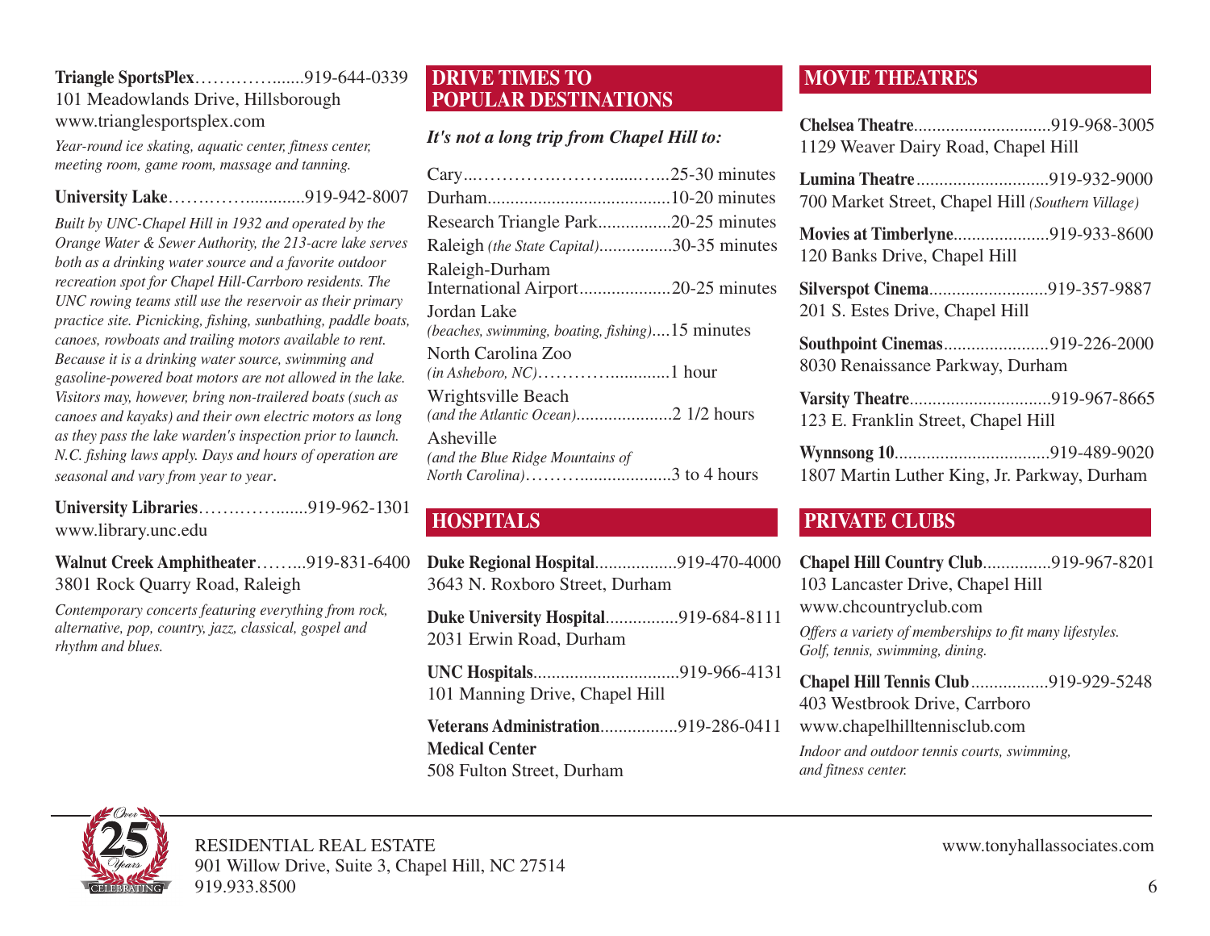**Triangle SportsPlex**................919-644-0339
101 Meadowlands Drive, Hillsborough
www.trianglesportsplex.com

*Year-round ice skating, aquatic center, fitness center, meeting room, game room, massage and tanning.*

**University Lake**.......................919-942-8007

*Built by UNC-Chapel Hill in 1932 and operated by the Orange Water & Sewer Authority, the 213-acre lake serves both as a drinking water source and a favorite outdoor recreation spot for Chapel Hill-Carrboro residents. The UNC rowing teams still use the reservoir as their primary practice site. Picnicking, fishing, sunbathing, paddle boats, canoes, rowboats and trailing motors available to rent. Because it is a drinking water source, swimming and gasoline-powered boat motors are not allowed in the lake. Visitors may, however, bring non-trailered boats (such as canoes and kayaks) and their own electric motors as long as they pass the lake warden's inspection prior to launch. N.C. fishing laws apply. Days and hours of operation are seasonal and vary from year to year.*

**University Libraries**..................919-962-1301
www.library.unc.edu

**Walnut Creek Amphitheater**.........919-831-6400
3801 Rock Quarry Road, Raleigh

*Contemporary concerts featuring everything from rock, alternative, pop, country, jazz, classical, gospel and rhythm and blues.*

## DRIVE TIMES TO POPULAR DESTINATIONS

***It's not a long trip from Chapel Hill to:***

Cary..........................................25-30 minutes
Durham.......................................10-20 minutes
Research Triangle Park................20-25 minutes
Raleigh *(the State Capital)*................30-35 minutes
Raleigh-Durham International Airport....................20-25 minutes
Jordan Lake *(beaches, swimming, boating, fishing)*....15 minutes
North Carolina Zoo *(in Asheboro, NC)*.........................1 hour
Wrightsville Beach *(and the Atlantic Ocean)*.....................2 1/2 hours
Asheville *(and the Blue Ridge Mountains of North Carolina)*.........................3 to 4 hours

## HOSPITALS

**Duke Regional Hospital**.................919-470-4000
3643 N. Roxboro Street, Durham

**Duke University Hospital**................919-684-8111
2031 Erwin Road, Durham

**UNC Hospitals**...............................919-966-4131
101 Manning Drive, Chapel Hill

**Veterans Administration Medical Center**.................919-286-0411
508 Fulton Street, Durham

## MOVIE THEATRES

**Chelsea Theatre**..............................919-968-3005
1129 Weaver Dairy Road, Chapel Hill

**Lumina Theatre**.............................919-932-9000
700 Market Street, Chapel Hill *(Southern Village)*

**Movies at Timberlyne**.....................919-933-8600
120 Banks Drive, Chapel Hill

**Silverspot Cinema**..........................919-357-9887
201 S. Estes Drive, Chapel Hill

**Southpoint Cinemas**.......................919-226-2000
8030 Renaissance Parkway, Durham

**Varsity Theatre**...............................919-967-8665
123 E. Franklin Street, Chapel Hill

**Wynnsong 10**.................................919-489-9020
1807 Martin Luther King, Jr. Parkway, Durham

## PRIVATE CLUBS

**Chapel Hill Country Club**...............919-967-8201
103 Lancaster Drive, Chapel Hill
www.chcountryclub.com

*Offers a variety of memberships to fit many lifestyles. Golf, tennis, swimming, dining.*

**Chapel Hill Tennis Club**.................919-929-5248
403 Westbrook Drive, Carrboro
www.chapelhilltennisclub.com

*Indoor and outdoor tennis courts, swimming, and fitness center.*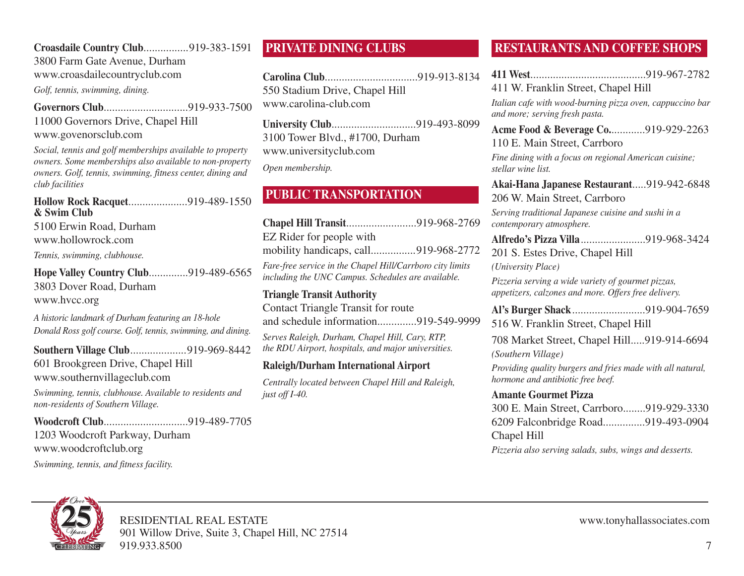**Croasdaile Country Club**................919-383-1591
3800 Farm Gate Avenue, Durham
www.croasdailecountryclub.com

*Golf, tennis, swimming, dining.*

**Governors Club**.............................919-933-7500
11000 Governors Drive, Chapel Hill
www.govenorsclub.com

*Social, tennis and golf memberships available to property owners. Some memberships also available to non-property owners. Golf, tennis, swimming, fitness center, dining and club facilities*

**Hollow Rock Racquet & Swim Club**.....................919-489-1550
5100 Erwin Road, Durham
www.hollowrock.com

*Tennis, swimming, clubhouse.*

**Hope Valley Country Club**..............919-489-6565
3803 Dover Road, Durham
www.hvcc.org

*A historic landmark of Durham featuring an 18-hole Donald Ross golf course. Golf, tennis, swimming, and dining.*

**Southern Village Club**....................919-969-8442
601 Brookgreen Drive, Chapel Hill
www.southernvillageclub.com

*Swimming, tennis, clubhouse. Available to residents and non-residents of Southern Village.*

**Woodcroft Club**.............................919-489-7705
1203 Woodcroft Parkway, Durham
www.woodcroftclub.org

*Swimming, tennis, and fitness facility.*

## PRIVATE DINING CLUBS

**Carolina Club**.................................919-913-8134
550 Stadium Drive, Chapel Hill
www.carolina-club.com

**University Club**..............................919-493-8099
3100 Tower Blvd., #1700, Durham
www.universityclub.com

*Open membership.*

## PUBLIC TRANSPORTATION

**Chapel Hill Transit**.........................919-968-2769
EZ Rider for people with mobility handicaps, call................919-968-2772

*Fare-free service in the Chapel Hill/Carrboro city limits including the UNC Campus. Schedules are available.*

**Triangle Transit Authority**
Contact Triangle Transit for route and schedule information..............919-549-9999

*Serves Raleigh, Durham, Chapel Hill, Cary, RTP, the RDU Airport, hospitals, and major universities.*

**Raleigh/Durham International Airport**

*Centrally located between Chapel Hill and Raleigh, just off I-40.*

## RESTAURANTS AND COFFEE SHOPS

**411 West**.........................................919-967-2782
411 W. Franklin Street, Chapel Hill

*Italian cafe with wood-burning pizza oven, cappuccino bar and more; serving fresh pasta.*

**Acme Food & Beverage Co.**............919-929-2263
110 E. Main Street, Carrboro

*Fine dining with a focus on regional American cuisine; stellar wine list.*

**Akai-Hana Japanese Restaurant**.....919-942-6848
206 W. Main Street, Carrboro

*Serving traditional Japanese cuisine and sushi in a contemporary atmosphere.*

**Alfredo's Pizza Villa**.......................919-968-3424
201 S. Estes Drive, Chapel Hill
*(University Place)*

*Pizzeria serving a wide variety of gourmet pizzas, appetizers, calzones and more. Offers free delivery.*

**Al's Burger Shack**..........................919-904-7659
516 W. Franklin Street, Chapel Hill

708 Market Street, Chapel Hill.....919-914-6694
*(Southern Village)*

*Providing quality burgers and fries made with all natural, hormone and antibiotic free beef.*

**Amante Gourmet Pizza**
300 E. Main Street, Carrboro........919-929-3330
6209 Falconbridge Road...............919-493-0904
Chapel Hill

*Pizzeria also serving salads, subs, wings and desserts.*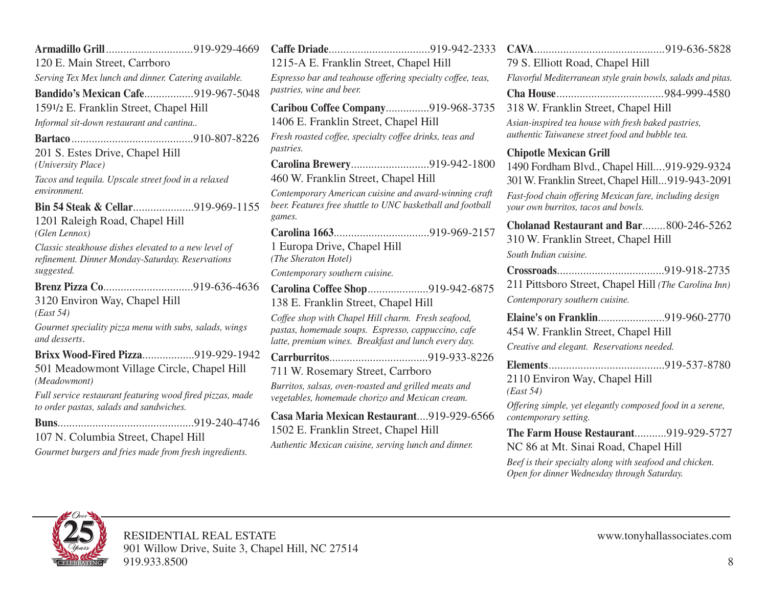**Armadillo Grill**.............................919-929-4669
120 E. Main Street, Carrboro
*Serving Tex Mex lunch and dinner. Catering available.*

**Bandido's Mexican Cafe**................919-967-5048
159½ E. Franklin Street, Chapel Hill
*Informal sit-down restaurant and cantina..*

**Bartaco**..........................................910-807-8226
201 S. Estes Drive, Chapel Hill
*(University Place)*
*Tacos and tequila. Upscale street food in a relaxed environment.*

**Bin 54 Steak & Cellar**....................919-969-1155
1201 Raleigh Road, Chapel Hill
*(Glen Lennox)*
*Classic steakhouse dishes elevated to a new level of refinement. Dinner Monday-Saturday. Reservations suggested.*

**Brenz Pizza Co**..............................919-636-4636
3120 Environ Way, Chapel Hill
*(East 54)*
*Gourmet speciality pizza menu with subs, salads, wings and desserts.*

**Brixx Wood-Fired Pizza**.................919-929-1942
501 Meadowmont Village Circle, Chapel Hill
*(Meadowmont)*
*Full service restaurant featuring wood fired pizzas, made to order pastas, salads and sandwiches.*

**Buns**..............................................919-240-4746
107 N. Columbia Street, Chapel Hill
*Gourmet burgers and fries made from fresh ingredients.*

**Caffe Driade**..................................919-942-2333
1215-A E. Franklin Street, Chapel Hill
*Espresso bar and teahouse offering specialty coffee, teas, pastries, wine and beer.*

**Caribou Coffee Company**..............919-968-3735
1406 E. Franklin Street, Chapel Hill
*Fresh roasted coffee, specialty coffee drinks, teas and pastries.*

**Carolina Brewery**..........................919-942-1800
460 W. Franklin Street, Chapel Hill
*Contemporary American cuisine and award-winning craft beer. Features free shuttle to UNC basketball and football games.*

**Carolina 1663**................................919-969-2157
1 Europa Drive, Chapel Hill
*(The Sheraton Hotel)*
*Contemporary southern cuisine.*

**Carolina Coffee Shop**....................919-942-6875
138 E. Franklin Street, Chapel Hill
*Coffee shop with Chapel Hill charm. Fresh seafood, pastas, homemade soups. Espresso, cappuccino, cafe latte, premium wines. Breakfast and lunch every day.*

**Carrburritos**.................................919-933-8226
711 W. Rosemary Street, Carrboro
*Burritos, salsas, oven-roasted and grilled meats and vegetables, homemade chorizo and Mexican cream.*

**Casa Maria Mexican Restaurant**....919-929-6566
1502 E. Franklin Street, Chapel Hill
*Authentic Mexican cuisine, serving lunch and dinner.*

**CAVA**............................................919-636-5828
79 S. Elliott Road, Chapel Hill
*Flavorful Mediterranean style grain bowls, salads and pitas.*

**Cha House**....................................984-999-4580
318 W. Franklin Street, Chapel Hill
*Asian-inspired tea house with fresh baked pastries, authentic Taiwanese street food and bubble tea.*

**Chipotle Mexican Grill**
1490 Fordham Blvd., Chapel Hill....919-929-9324
301 W. Franklin Street, Chapel Hill...919-943-2091
*Fast-food chain offering Mexican fare, including design your own burritos, tacos and bowls.*

**Cholanad Restaurant and Bar**........800-246-5262
310 W. Franklin Street, Chapel Hill
*South Indian cuisine.*

**Crossroads**....................................919-918-2735
211 Pittsboro Street, Chapel Hill *(The Carolina Inn)*
*Contemporary southern cuisine.*

**Elaine's on Franklin**......................919-960-2770
454 W. Franklin Street, Chapel Hill
*Creative and elegant. Reservations needed.*

**Elements**.......................................919-537-8780
2110 Environ Way, Chapel Hill
*(East 54)*
*Offering simple, yet elegantly composed food in a serene, contemporary setting.*

**The Farm House Restaurant**...........919-929-5727
NC 86 at Mt. Sinai Road, Chapel Hill
*Beef is their specialty along with seafood and chicken. Open for dinner Wednesday through Saturday.*

RESIDENTIAL REAL ESTATE
901 Willow Drive, Suite 3, Chapel Hill, NC 27514
919.933.8500

www.tonyhallassociates.com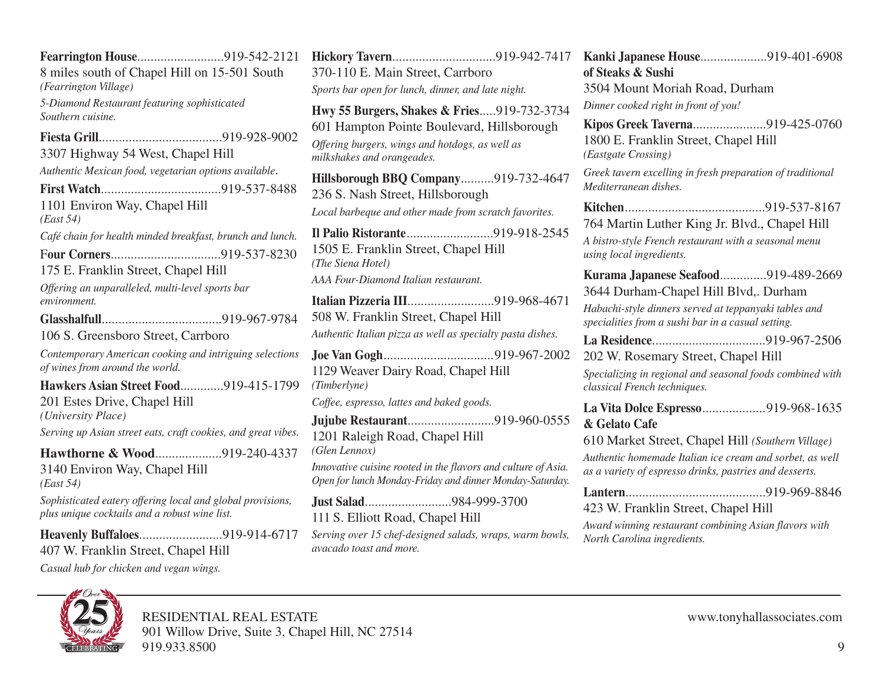**Fearrington House**..........................919-542-2121
8 miles south of Chapel Hill on 15-501 South
*(Fearrington Village)*

*5-Diamond Restaurant featuring sophisticated Southern cuisine.*

**Fiesta Grill**.....................................919-928-9002
3307 Highway 54 West, Chapel Hill

*Authentic Mexican food, vegetarian options available.*

**First Watch**....................................919-537-8488
1101 Environ Way, Chapel Hill
*(East 54)*

*Café chain for health minded breakfast, brunch and lunch.*

**Four Corners**.................................919-537-8230
175 E. Franklin Street, Chapel Hill

*Offering an unparalleled, multi-level sports bar environment.*

**Glasshalfull**....................................919-967-9784
106 S. Greensboro Street, Carrboro

*Contemporary American cooking and intriguing selections of wines from around the world.*

**Hawkers Asian Street Food**.............919-415-1799
201 Estes Drive, Chapel Hill
*(University Place)*

*Serving up Asian street eats, craft cookies, and great vibes.*

**Hawthorne & Wood**....................919-240-4337
3140 Environ Way, Chapel Hill
*(East 54)*

*Sophisticated eatery offering local and global provisions, plus unique cocktails and a robust wine list.*

**Heavenly Buffaloes**.........................919-914-6717
407 W. Franklin Street, Chapel Hill

*Casual hub for chicken and vegan wings.*

**Hickory Tavern**...............................919-942-7417
370-110 E. Main Street, Carrboro

*Sports bar open for lunch, dinner, and late night.*

**Hwy 55 Burgers, Shakes & Fries**.....919-732-3734
601 Hampton Pointe Boulevard, Hillsborough

*Offering burgers, wings and hotdogs, as well as milkshakes and orangeades.*

**Hillsborough BBQ Company**..........919-732-4647
236 S. Nash Street, Hillsborough

*Local barbeque and other made from scratch favorites.*

**Il Palio Ristorante**..........................919-918-2545
1505 E. Franklin Street, Chapel Hill
*(The Siena Hotel)*

*AAA Four-Diamond Italian restaurant.*

**Italian Pizzeria III**..........................919-968-4671
508 W. Franklin Street, Chapel Hill

*Authentic Italian pizza as well as specialty pasta dishes.*

**Joe Van Gogh**.................................919-967-2002
1129 Weaver Dairy Road, Chapel Hill
*(Timberlyne)*

*Coffee, espresso, lattes and baked goods.*

**Jujube Restaurant**..........................919-960-0555
1201 Raleigh Road, Chapel Hill
*(Glen Lennox)*

*Innovative cuisine rooted in the flavors and culture of Asia. Open for lunch Monday-Friday and dinner Monday-Saturday.*

**Just Salad**..........................984-999-3700
111 S. Elliott Road, Chapel Hill

*Serving over 15 chef-designed salads, wraps, warm bowls, avacado toast and more.*

**Kanki Japanese House of Steaks & Sushi**....................919-401-6908
3504 Mount Moriah Road, Durham

*Dinner cooked right in front of you!*

**Kipos Greek Taverna**......................919-425-0760
1800 E. Franklin Street, Chapel Hill
*(Eastgate Crossing)*

*Greek tavern excelling in fresh preparation of traditional Mediterranean dishes.*

**Kitchen**..........................................919-537-8167
764 Martin Luther King Jr. Blvd., Chapel Hill

*A bistro-style French restaurant with a seasonal menu using local ingredients.*

**Kurama Japanese Seafood**..............919-489-2669
3644 Durham-Chapel Hill Blvd,. Durham

*Habachi-style dinners served at teppanyaki tables and specialities from a sushi bar in a casual setting.*

**La Residence**..................................919-967-2506
202 W. Rosemary Street, Chapel Hill

*Specializing in regional and seasonal foods combined with classical French techniques.*

**La Vita Dolce Espresso & Gelato Cafe**...................919-968-1635
610 Market Street, Chapel Hill *(Southern Village)*

*Authentic homemade Italian ice cream and sorbet, as well as a variety of espresso drinks, pastries and desserts.*

**Lantern**..........................................919-969-8846
423 W. Franklin Street, Chapel Hill

*Award winning restaurant combining Asian flavors with North Carolina ingredients.*

RESIDENTIAL REAL ESTATE
901 Willow Drive, Suite 3, Chapel Hill, NC 27514
919.933.8500

www.tonyhallassociates.com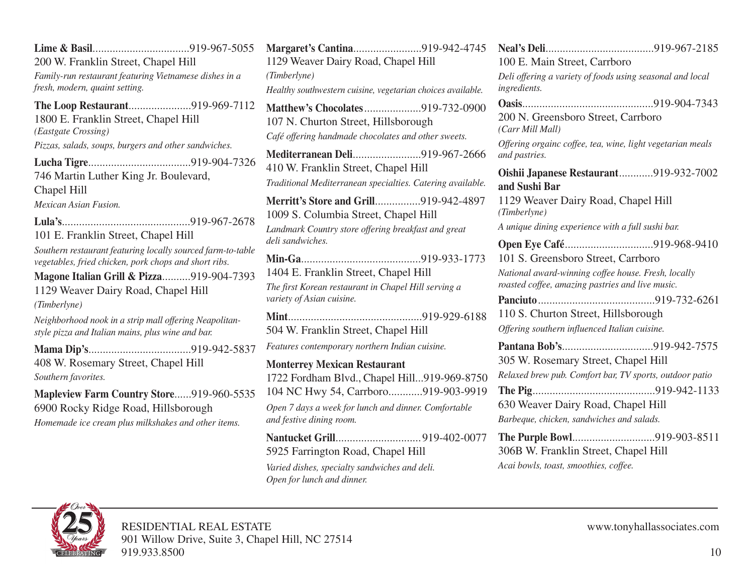**Lime & Basil**.................................919-967-5055
200 W. Franklin Street, Chapel Hill
*Family-run restaurant featuring Vietnamese dishes in a fresh, modern, quaint setting.*

**The Loop Restaurant**......................919-969-7112
1800 E. Franklin Street, Chapel Hill
*(Eastgate Crossing)*
*Pizzas, salads, soups, burgers and other sandwiches.*

**Lucha Tigre**....................................919-904-7326
746 Martin Luther King Jr. Boulevard, Chapel Hill
*Mexican Asian Fusion.*

**Lula's**.............................................919-967-2678
101 E. Franklin Street, Chapel Hill
*Southern restaurant featuring locally sourced farm-to-table vegetables, fried chicken, pork chops and short ribs.*

**Magone Italian Grill & Pizza**..........919-904-7393
1129 Weaver Dairy Road, Chapel Hill
*(Timberlyne)*
*Neighborhood nook in a strip mall offering Neapolitan-style pizza and Italian mains, plus wine and bar.*

**Mama Dip's**....................................919-942-5837
408 W. Rosemary Street, Chapel Hill
*Southern favorites.*

**Mapleview Farm Country Store**......919-960-5535
6900 Rocky Ridge Road, Hillsborough
*Homemade ice cream plus milkshakes and other items.*

**Margaret's Cantina**........................919-942-4745
1129 Weaver Dairy Road, Chapel Hill
*(Timberlyne)*
*Healthy southwestern cuisine, vegetarian choices available.*

**Matthew's Chocolates**....................919-732-0900
107 N. Churton Street, Hillsborough
*Café offering handmade chocolates and other sweets.*

**Mediterranean Deli**........................919-967-2666
410 W. Franklin Street, Chapel Hill
*Traditional Mediterranean specialties. Catering available.*

**Merritt's Store and Grill**................919-942-4897
1009 S. Columbia Street, Chapel Hill
*Landmark Country store offering breakfast and great deli sandwiches.*

**Min-Ga**..........................................919-933-1773
1404 E. Franklin Street, Chapel Hill
*The first Korean restaurant in Chapel Hill serving a variety of Asian cuisine.*

**Mint**...............................................919-929-6188
504 W. Franklin Street, Chapel Hill
*Features contemporary northern Indian cuisine.*

**Monterrey Mexican Restaurant**
1722 Fordham Blvd., Chapel Hill...919-969-8750
104 NC Hwy 54, Carrboro............919-903-9919
*Open 7 days a week for lunch and dinner. Comfortable and festive dining room.*

**Nantucket Grill**..............................919-402-0077
5925 Farrington Road, Chapel Hill
*Varied dishes, specialty sandwiches and deli. Open for lunch and dinner.*

**Neal's Deli**......................................919-967-2185
100 E. Main Street, Carrboro
*Deli offering a variety of foods using seasonal and local ingredients.*

**Oasis**.............................................919-904-7343
200 N. Greensboro Street, Carrboro
*(Carr Mill Mall)*
*Offering orgainc coffee, tea, wine, light vegetarian meals and pastries.*

**Oishii Japanese Restaurant and Sushi Bar**............919-932-7002
1129 Weaver Dairy Road, Chapel Hill
*(Timberlyne)*
*A unique dining experience with a full sushi bar.*

**Open Eye Café**...............................919-968-9410
101 S. Greensboro Street, Carrboro
*National award-winning coffee house. Fresh, locally roasted coffee, amazing pastries and live music.*

**Panciuto**.........................................919-732-6261
110 S. Churton Street, Hillsborough
*Offering southern influenced Italian cuisine.*

**Pantana Bob's**................................919-942-7575
305 W. Rosemary Street, Chapel Hill
*Relaxed brew pub. Comfort bar, TV sports, outdoor patio*

**The Pig**...........................................919-942-1133
630 Weaver Dairy Road, Chapel Hill
*Barbeque, chicken, sandwiches and salads.*

**The Purple Bowl**............................919-903-8511
306B W. Franklin Street, Chapel Hill
*Acai bowls, toast, smoothies, coffee.*

RESIDENTIAL REAL ESTATE
901 Willow Drive, Suite 3, Chapel Hill, NC 27514
919.933.8500

www.tonyhallassociates.com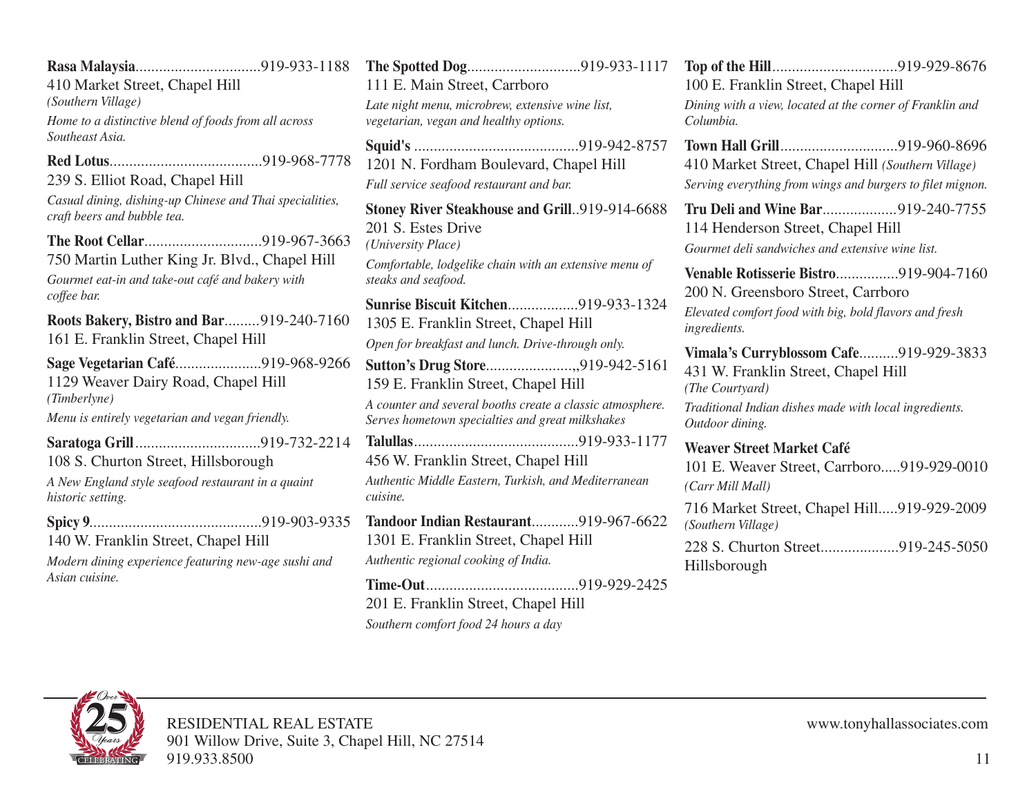**Rasa Malaysia**................................919-933-1188
410 Market Street, Chapel Hill
*(Southern Village)*
*Home to a distinctive blend of foods from all across Southeast Asia.*

**Red Lotus**.......................................919-968-7778
239 S. Elliot Road, Chapel Hill
*Casual dining, dishing-up Chinese and Thai specialities, craft beers and bubble tea.*

**The Root Cellar**..............................919-967-3663
750 Martin Luther King Jr. Blvd., Chapel Hill
*Gourmet eat-in and take-out café and bakery with coffee bar.*

**Roots Bakery, Bistro and Bar**.........919-240-7160
161 E. Franklin Street, Chapel Hill

**Sage Vegetarian Café**......................919-968-9266
1129 Weaver Dairy Road, Chapel Hill
*(Timberlyne)*
*Menu is entirely vegetarian and vegan friendly.*

**Saratoga Grill**................................919-732-2214
108 S. Churton Street, Hillsborough
*A New England style seafood restaurant in a quaint historic setting.*

**Spicy 9**............................................919-903-9335
140 W. Franklin Street, Chapel Hill
*Modern dining experience featuring new-age sushi and Asian cuisine.*

**The Spotted Dog**............................919-933-1117
111 E. Main Street, Carrboro
*Late night menu, microbrew, extensive wine list, vegetarian, vegan and healthy options.*

**Squid's** ..........................................919-942-8757
1201 N. Fordham Boulevard, Chapel Hill
*Full service seafood restaurant and bar.*

**Stoney River Steakhouse and Grill**..919-914-6688
201 S. Estes Drive
*(University Place)*
*Comfortable, lodgelike chain with an extensive menu of steaks and seafood.*

**Sunrise Biscuit Kitchen**..................919-933-1324
1305 E. Franklin Street, Chapel Hill
*Open for breakfast and lunch. Drive-through only.*

**Sutton's Drug Store**......................,919-942-5161
159 E. Franklin Street, Chapel Hill
*A counter and several booths create a classic atmosphere. Serves hometown specialties and great milkshakes*

**Talullas**..........................................919-933-1177
456 W. Franklin Street, Chapel Hill
*Authentic Middle Eastern, Turkish, and Mediterranean cuisine.*

**Tandoor Indian Restaurant**............919-967-6622
1301 E. Franklin Street, Chapel Hill
*Authentic regional cooking of India.*

**Time-Out**.......................................919-929-2425
201 E. Franklin Street, Chapel Hill
*Southern comfort food 24 hours a day*

**Top of the Hill**................................919-929-8676
100 E. Franklin Street, Chapel Hill
*Dining with a view, located at the corner of Franklin and Columbia.*

**Town Hall Grill**..............................919-960-8696
410 Market Street, Chapel Hill *(Southern Village)*
*Serving everything from wings and burgers to filet mignon.*

**Tru Deli and Wine Bar**...................919-240-7755
114 Henderson Street, Chapel Hill
*Gourmet deli sandwiches and extensive wine list.*

**Venable Rotisserie Bistro**................919-904-7160
200 N. Greensboro Street, Carrboro
*Elevated comfort food with big, bold flavors and fresh ingredients.*

**Vimala's Curryblossom Cafe**..........919-929-3833
431 W. Franklin Street, Chapel Hill
*(The Courtyard)*
*Traditional Indian dishes made with local ingredients. Outdoor dining.*

**Weaver Street Market Café**
101 E. Weaver Street, Carrboro.....919-929-0010
*(Carr Mill Mall)*

716 Market Street, Chapel Hill.....919-929-2009
*(Southern Village)*

228 S. Churton Street....................919-245-5050
Hillsborough

RESIDENTIAL REAL ESTATE
901 Willow Drive, Suite 3, Chapel Hill, NC 27514
919.933.8500

www.tonyhallassociates.com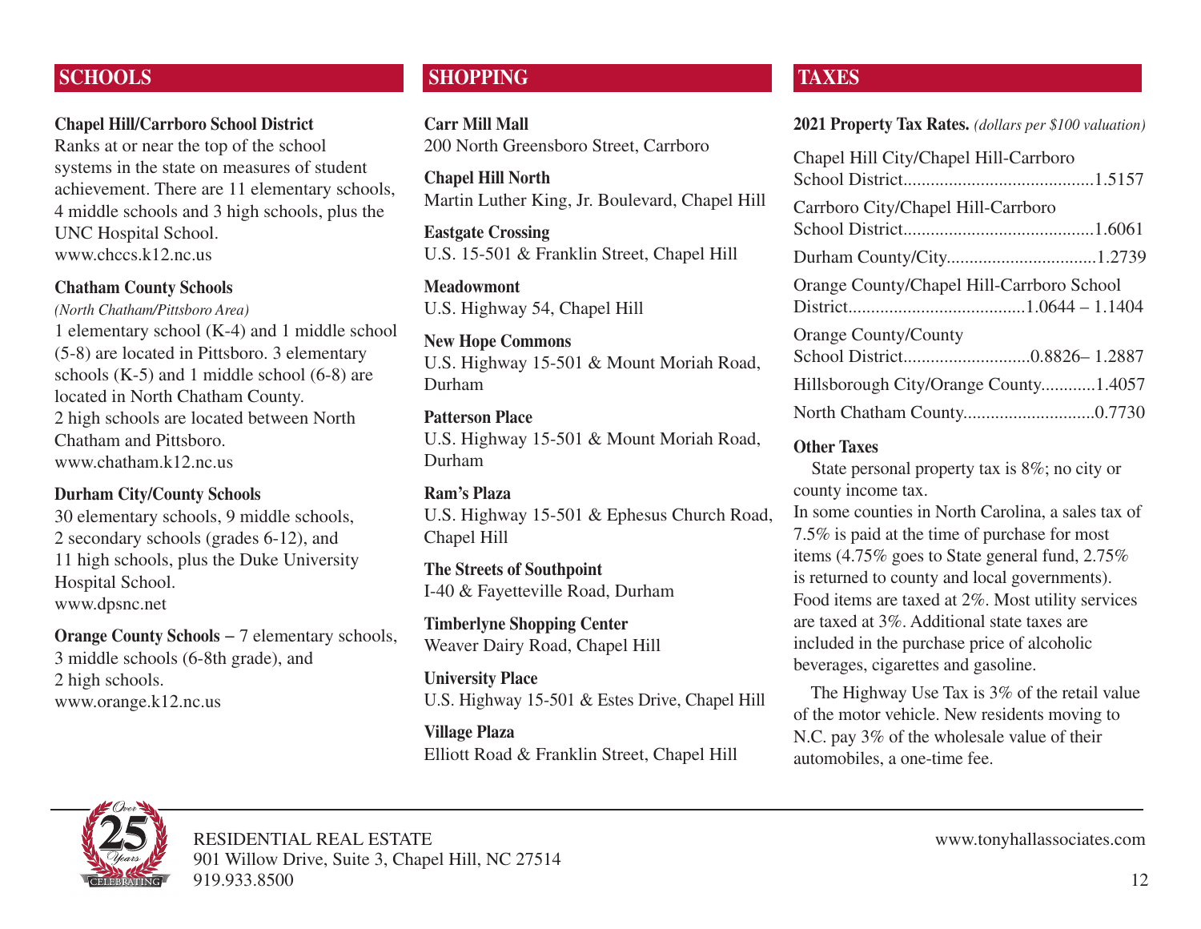## SCHOOLS

**Chapel Hill/Carrboro School District**
Ranks at or near the top of the school systems in the state on measures of student achievement. There are 11 elementary schools, 4 middle schools and 3 high schools, plus the UNC Hospital School.
www.chccs.k12.nc.us

**Chatham County Schools**
*(North Chatham/Pittsboro Area)*
1 elementary school (K-4) and 1 middle school (5-8) are located in Pittsboro. 3 elementary schools (K-5) and 1 middle school (6-8) are located in North Chatham County.
2 high schools are located between North Chatham and Pittsboro.
www.chatham.k12.nc.us

**Durham City/County Schools**
30 elementary schools, 9 middle schools, 2 secondary schools (grades 6-12), and 11 high schools, plus the Duke University Hospital School.
www.dpsnc.net

**Orange County Schools** – 7 elementary schools, 3 middle schools (6-8th grade), and 2 high schools.
www.orange.k12.nc.us

## SHOPPING

**Carr Mill Mall**
200 North Greensboro Street, Carrboro

**Chapel Hill North**
Martin Luther King, Jr. Boulevard, Chapel Hill

**Eastgate Crossing**
U.S. 15-501 & Franklin Street, Chapel Hill

**Meadowmont**
U.S. Highway 54, Chapel Hill

**New Hope Commons**
U.S. Highway 15-501 & Mount Moriah Road, Durham

**Patterson Place**
U.S. Highway 15-501 & Mount Moriah Road, Durham

**Ram's Plaza**
U.S. Highway 15-501 & Ephesus Church Road, Chapel Hill

**The Streets of Southpoint**
I-40 & Fayetteville Road, Durham

**Timberlyne Shopping Center**
Weaver Dairy Road, Chapel Hill

**University Place**
U.S. Highway 15-501 & Estes Drive, Chapel Hill

**Village Plaza**
Elliott Road & Franklin Street, Chapel Hill

## TAXES

**2021 Property Tax Rates.** *(dollars per $100 valuation)*

| Area | Rate |
|---|---|
| Chapel Hill City/Chapel Hill-Carrboro School District | 1.5157 |
| Carrboro City/Chapel Hill-Carrboro School District | 1.6061 |
| Durham County/City | 1.2739 |
| Orange County/Chapel Hill-Carrboro School District | 1.0644 – 1.1404 |
| Orange County/County School District | 0.8826– 1.2887 |
| Hillsborough City/Orange County | 1.4057 |
| North Chatham County | 0.7730 |

**Other Taxes**

State personal property tax is 8%; no city or county income tax.
In some counties in North Carolina, a sales tax of 7.5% is paid at the time of purchase for most items (4.75% goes to State general fund, 2.75% is returned to county and local governments). Food items are taxed at 2%. Most utility services are taxed at 3%. Additional state taxes are included in the purchase price of alcoholic beverages, cigarettes and gasoline.

The Highway Use Tax is 3% of the retail value of the motor vehicle. New residents moving to N.C. pay 3% of the wholesale value of their automobiles, a one-time fee.

RESIDENTIAL REAL ESTATE
901 Willow Drive, Suite 3, Chapel Hill, NC 27514
919.933.8500

www.tonyhallassociates.com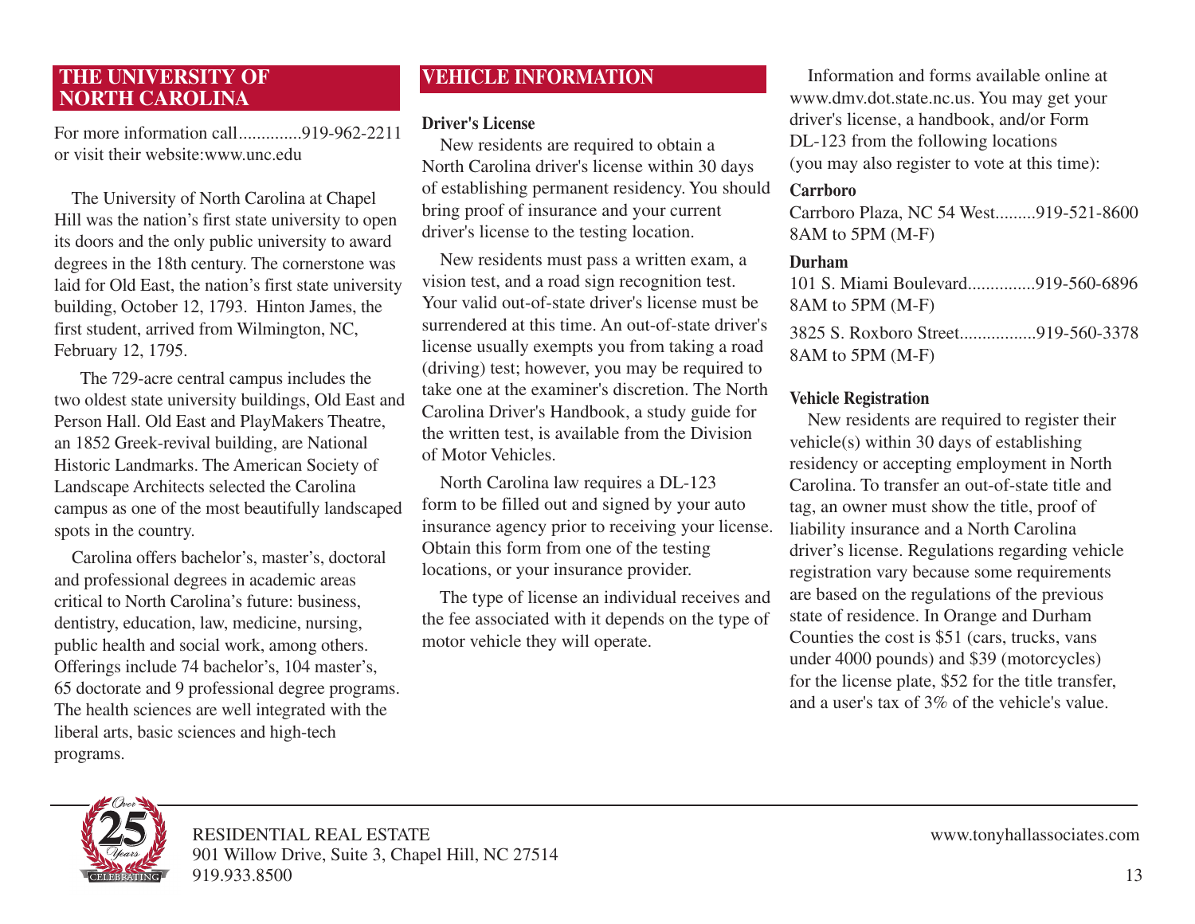## THE UNIVERSITY OF NORTH CAROLINA

For more information call..............919-962-2211
or visit their website:www.unc.edu

The University of North Carolina at Chapel Hill was the nation's first state university to open its doors and the only public university to award degrees in the 18th century. The cornerstone was laid for Old East, the nation's first state university building, October 12, 1793. Hinton James, the first student, arrived from Wilmington, NC, February 12, 1795.

The 729-acre central campus includes the two oldest state university buildings, Old East and Person Hall. Old East and PlayMakers Theatre, an 1852 Greek-revival building, are National Historic Landmarks. The American Society of Landscape Architects selected the Carolina campus as one of the most beautifully landscaped spots in the country.

Carolina offers bachelor's, master's, doctoral and professional degrees in academic areas critical to North Carolina's future: business, dentistry, education, law, medicine, nursing, public health and social work, among others. Offerings include 74 bachelor's, 104 master's, 65 doctorate and 9 professional degree programs. The health sciences are well integrated with the liberal arts, basic sciences and high-tech programs.

## VEHICLE INFORMATION

### Driver's License

New residents are required to obtain a North Carolina driver's license within 30 days of establishing permanent residency. You should bring proof of insurance and your current driver's license to the testing location.

New residents must pass a written exam, a vision test, and a road sign recognition test. Your valid out-of-state driver's license must be surrendered at this time. An out-of-state driver's license usually exempts you from taking a road (driving) test; however, you may be required to take one at the examiner's discretion. The North Carolina Driver's Handbook, a study guide for the written test, is available from the Division of Motor Vehicles.

North Carolina law requires a DL-123 form to be filled out and signed by your auto insurance agency prior to receiving your license. Obtain this form from one of the testing locations, or your insurance provider.

The type of license an individual receives and the fee associated with it depends on the type of motor vehicle they will operate.

Information and forms available online at www.dmv.dot.state.nc.us. You may get your driver's license, a handbook, and/or Form DL-123 from the following locations (you may also register to vote at this time):

**Carrboro**

Carrboro Plaza, NC 54 West.........919-521-8600
8AM to 5PM (M-F)

**Durham**

101 S. Miami Boulevard...............919-560-6896
8AM to 5PM (M-F)

3825 S. Roxboro Street.................919-560-3378
8AM to 5PM (M-F)

### Vehicle Registration

New residents are required to register their vehicle(s) within 30 days of establishing residency or accepting employment in North Carolina. To transfer an out-of-state title and tag, an owner must show the title, proof of liability insurance and a North Carolina driver's license. Regulations regarding vehicle registration vary because some requirements are based on the regulations of the previous state of residence. In Orange and Durham Counties the cost is $51 (cars, trucks, vans under 4000 pounds) and $39 (motorcycles) for the license plate, $52 for the title transfer, and a user's tax of 3% of the vehicle's value.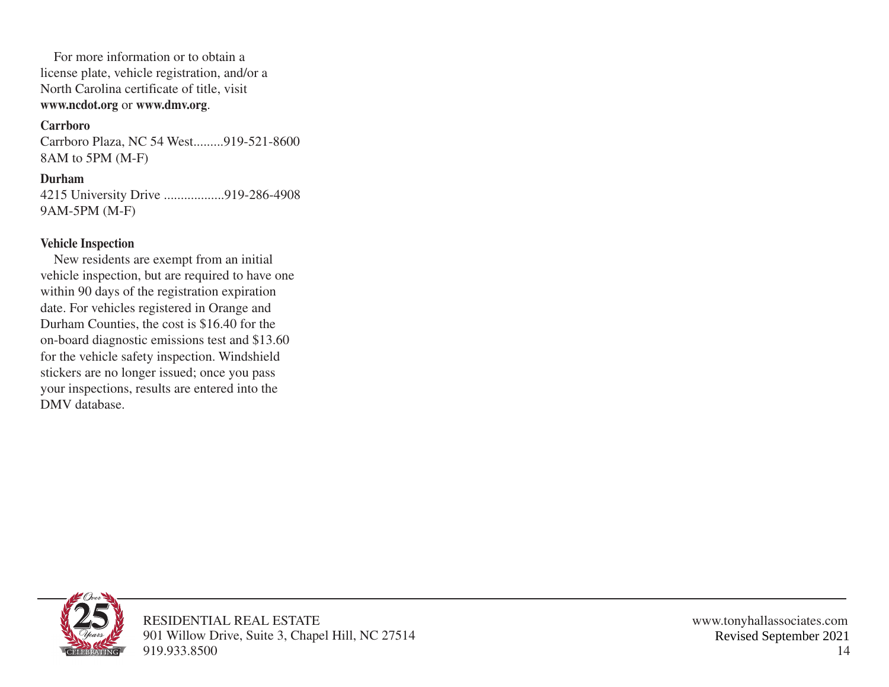For more information or to obtain a license plate, vehicle registration, and/or a North Carolina certificate of title, visit **www.ncdot.org** or **www.dmv.org**.

**Carrboro**

Carrboro Plaza, NC 54 West.........919-521-8600
8AM to 5PM (M-F)

**Durham**

4215 University Drive ..................919-286-4908
9AM-5PM (M-F)

### Vehicle Inspection

New residents are exempt from an initial vehicle inspection, but are required to have one within 90 days of the registration expiration date. For vehicles registered in Orange and Durham Counties, the cost is $16.40 for the on-board diagnostic emissions test and $13.60 for the vehicle safety inspection. Windshield stickers are no longer issued; once you pass your inspections, results are entered into the DMV database.